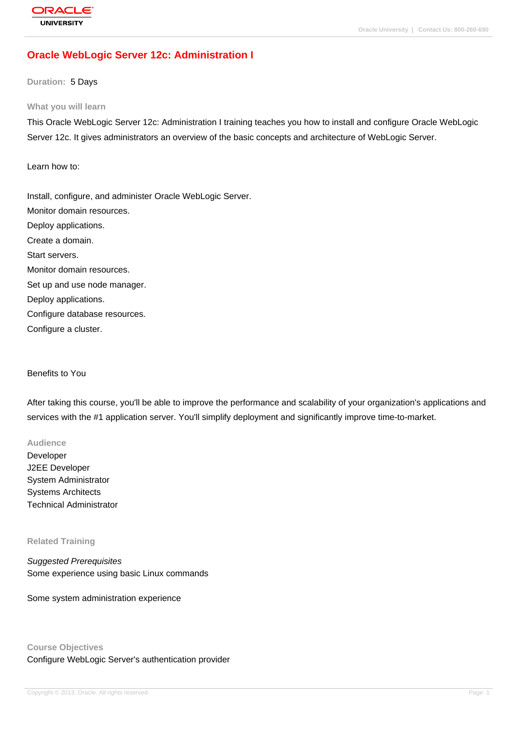# Oracle WebLogic Server 12c: Administration I

**Duration:** 5 Days

### What you will learn

This Oracle WebLogic Server 12c: Administration I training teaches you how to install and configure Oracle WebLogic Server 12c. It gives administrators an overview of the basic concepts and architecture of WebLogic Server.

Learn how to:

Install, configure, and administer Oracle WebLogic Server.
Monitor domain resources.
Deploy applications.
Create a domain.
Start servers.
Monitor domain resources.
Set up and use node manager.
Deploy applications.
Configure database resources.
Configure a cluster.

Benefits to You

After taking this course, you'll be able to improve the performance and scalability of your organization's applications and services with the #1 application server. You'll simplify deployment and significantly improve time-to-market.

### Audience

Developer
J2EE Developer
System Administrator
Systems Architects
Technical Administrator

### Related Training

*Suggested Prerequisites*
Some experience using basic Linux commands

Some system administration experience

### Course Objectives

Configure WebLogic Server's authentication provider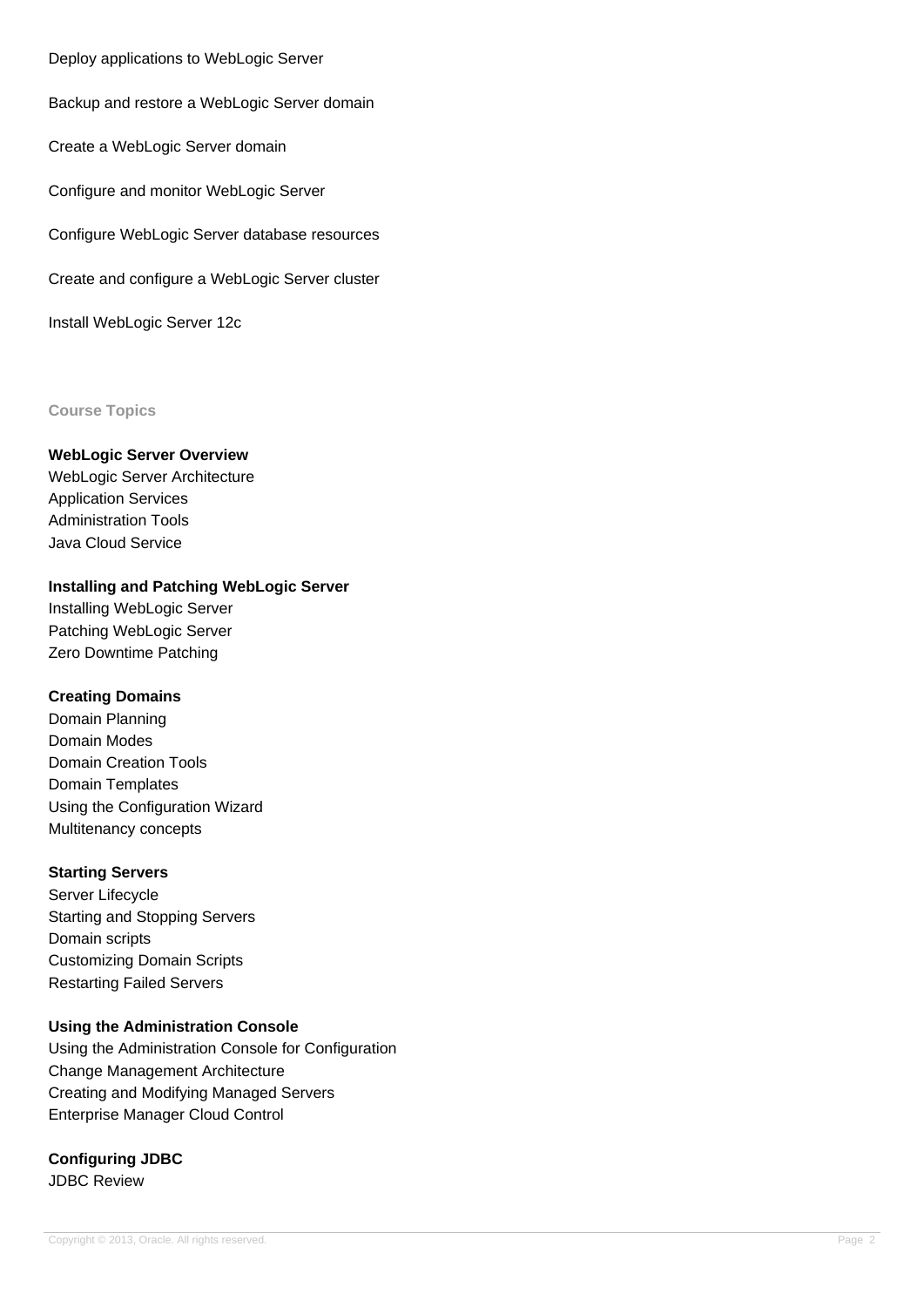Deploy applications to WebLogic Server

Backup and restore a WebLogic Server domain

Create a WebLogic Server domain

Configure and monitor WebLogic Server

Configure WebLogic Server database resources

Create and configure a WebLogic Server cluster

Install WebLogic Server 12c

## Course Topics

**WebLogic Server Overview**

WebLogic Server Architecture
Application Services
Administration Tools
Java Cloud Service

**Installing and Patching WebLogic Server**

Installing WebLogic Server
Patching WebLogic Server
Zero Downtime Patching

**Creating Domains**

Domain Planning
Domain Modes
Domain Creation Tools
Domain Templates
Using the Configuration Wizard
Multitenancy concepts

**Starting Servers**

Server Lifecycle
Starting and Stopping Servers
Domain scripts
Customizing Domain Scripts
Restarting Failed Servers

**Using the Administration Console**

Using the Administration Console for Configuration
Change Management Architecture
Creating and Modifying Managed Servers
Enterprise Manager Cloud Control

**Configuring JDBC**

JDBC Review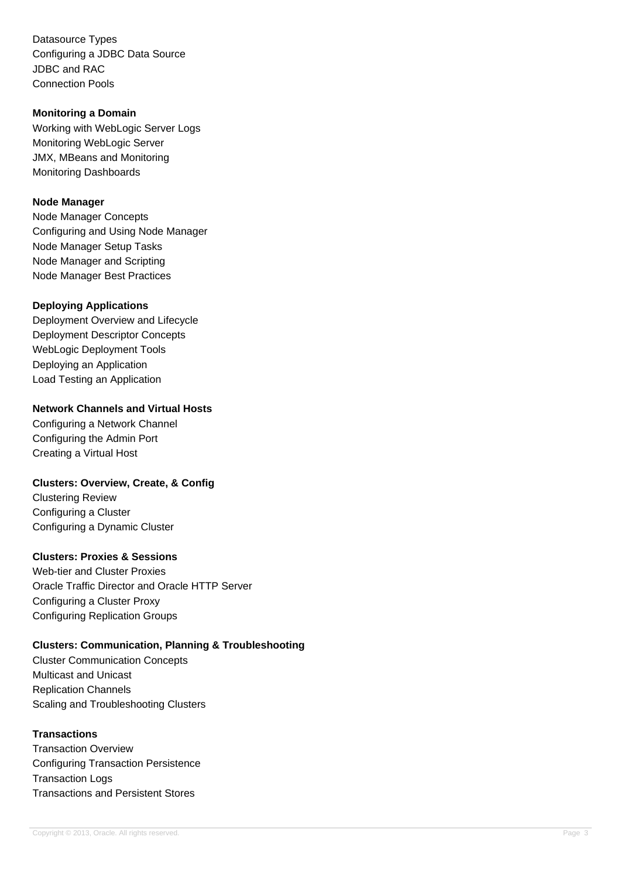Datasource Types
Configuring a JDBC Data Source
JDBC and RAC
Connection Pools

**Monitoring a Domain**
Working with WebLogic Server Logs
Monitoring WebLogic Server
JMX, MBeans and Monitoring
Monitoring Dashboards

**Node Manager**
Node Manager Concepts
Configuring and Using Node Manager
Node Manager Setup Tasks
Node Manager and Scripting
Node Manager Best Practices

**Deploying Applications**
Deployment Overview and Lifecycle
Deployment Descriptor Concepts
WebLogic Deployment Tools
Deploying an Application
Load Testing an Application

**Network Channels and Virtual Hosts**
Configuring a Network Channel
Configuring the Admin Port
Creating a Virtual Host

**Clusters: Overview, Create, & Config**
Clustering Review
Configuring a Cluster
Configuring a Dynamic Cluster

**Clusters: Proxies & Sessions**
Web-tier and Cluster Proxies
Oracle Traffic Director and Oracle HTTP Server
Configuring a Cluster Proxy
Configuring Replication Groups

**Clusters: Communication, Planning & Troubleshooting**
Cluster Communication Concepts
Multicast and Unicast
Replication Channels
Scaling and Troubleshooting Clusters

**Transactions**
Transaction Overview
Configuring Transaction Persistence
Transaction Logs
Transactions and Persistent Stores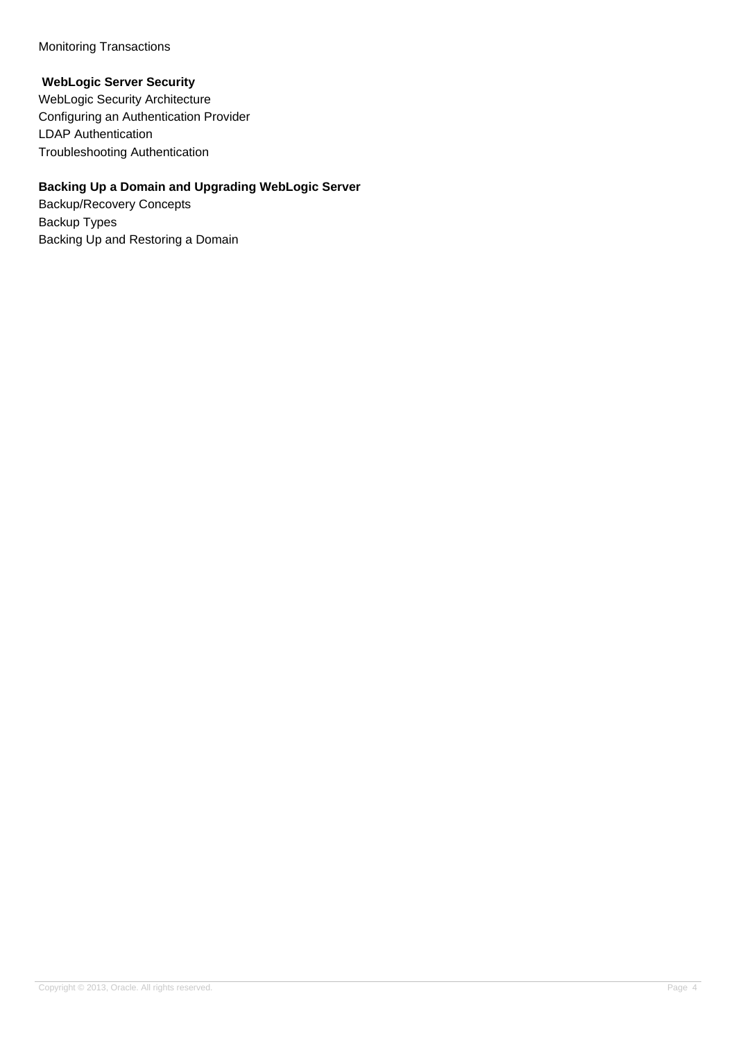Monitoring Transactions

**WebLogic Server Security**

WebLogic Security Architecture
Configuring an Authentication Provider
LDAP Authentication
Troubleshooting Authentication

**Backing Up a Domain and Upgrading WebLogic Server**

Backup/Recovery Concepts
Backup Types
Backing Up and Restoring a Domain